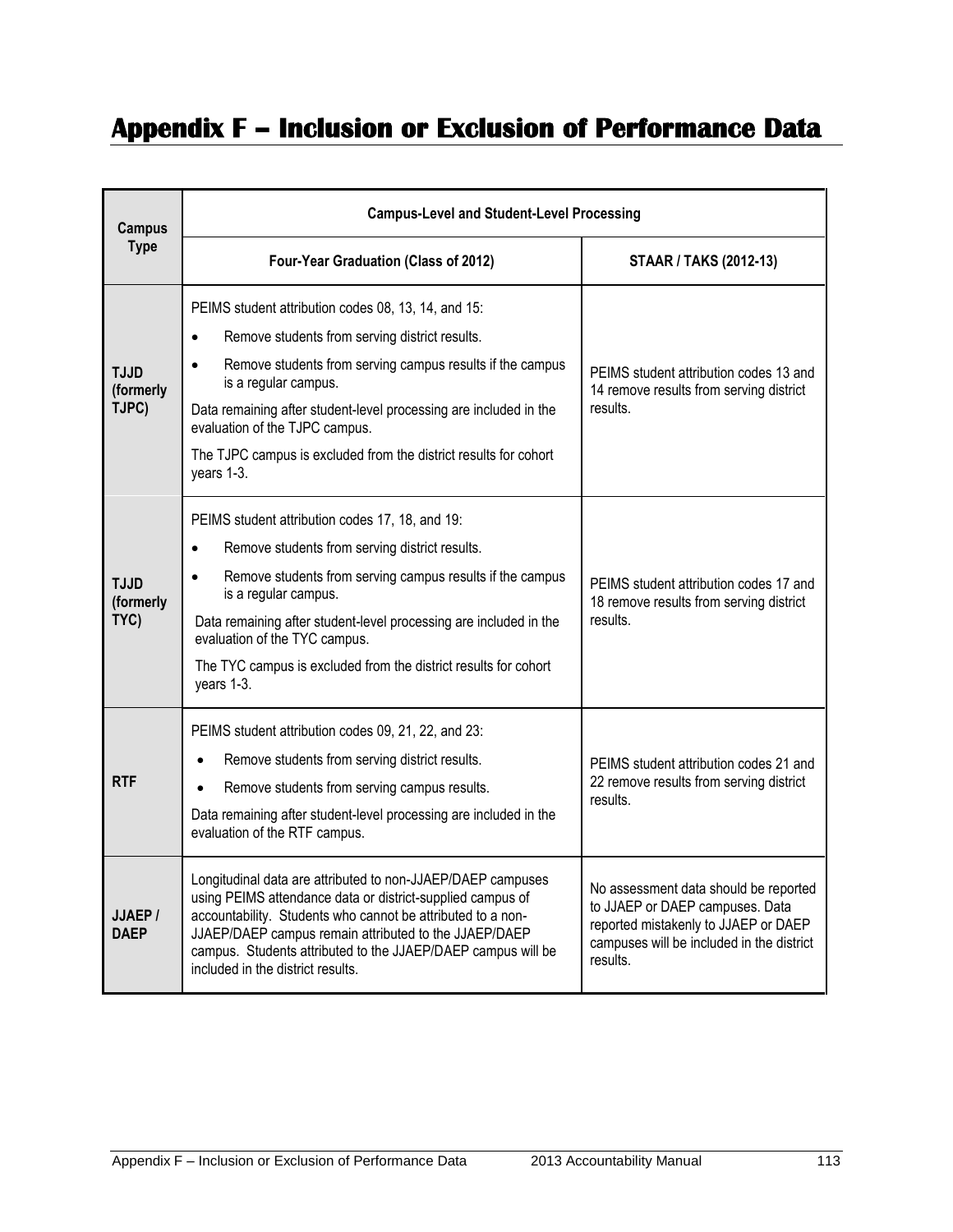# Appendix F – Inclusion or Exclusion of Performance Data

| Campus Type | Campus-Level and Student-Level Processing | |
|---|---|---|
| | **Four-Year Graduation (Class of 2012)** | **STAAR / TAKS (2012-13)** |
| **TJJD (formerly TJPC)** | PEIMS student attribution codes 08, 13, 14, and 15:<br>• Remove students from serving district results.<br>• Remove students from serving campus results if the campus is a regular campus.<br>Data remaining after student-level processing are included in the evaluation of the TJPC campus.<br>The TJPC campus is excluded from the district results for cohort years 1-3. | PEIMS student attribution codes 13 and 14 remove results from serving district results. |
| **TJJD (formerly TYC)** | PEIMS student attribution codes 17, 18, and 19:<br>• Remove students from serving district results.<br>• Remove students from serving campus results if the campus is a regular campus.<br>Data remaining after student-level processing are included in the evaluation of the TYC campus.<br>The TYC campus is excluded from the district results for cohort years 1-3. | PEIMS student attribution codes 17 and 18 remove results from serving district results. |
| **RTF** | PEIMS student attribution codes 09, 21, 22, and 23:<br>• Remove students from serving district results.<br>• Remove students from serving campus results.<br>Data remaining after student-level processing are included in the evaluation of the RTF campus. | PEIMS student attribution codes 21 and 22 remove results from serving district results. |
| **JJAEP / DAEP** | Longitudinal data are attributed to non-JJAEP/DAEP campuses using PEIMS attendance data or district-supplied campus of accountability. Students who cannot be attributed to a non-JJAEP/DAEP campus remain attributed to the JJAEP/DAEP campus. Students attributed to the JJAEP/DAEP campus will be included in the district results. | No assessment data should be reported to JJAEP or DAEP campuses. Data reported mistakenly to JJAEP or DAEP campuses will be included in the district results. |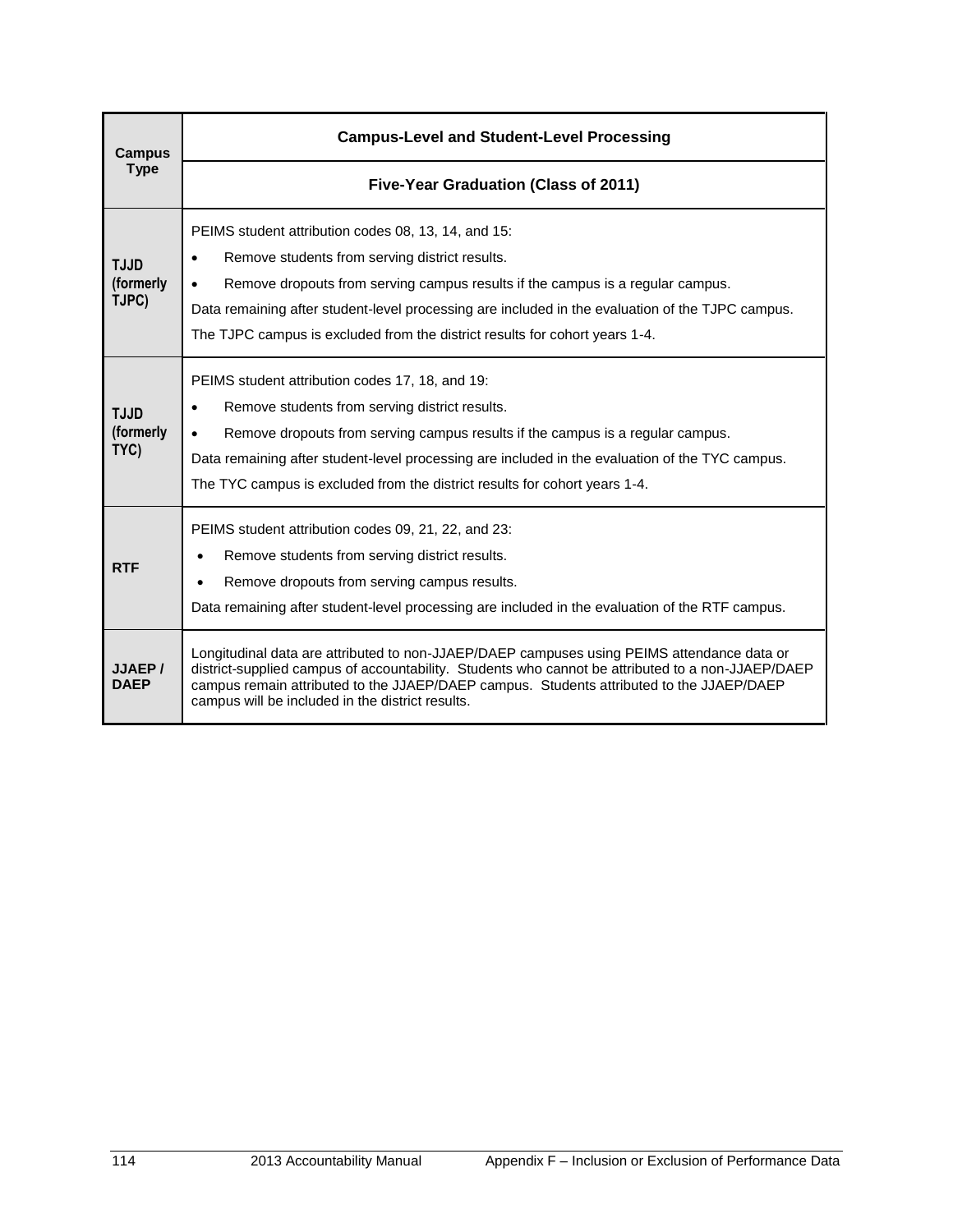| Campus Type | Campus-Level and Student-Level Processing |
|---|---|
| | **Five-Year Graduation (Class of 2011)** |
| **TJJD (formerly TJPC)** | PEIMS student attribution codes 08, 13, 14, and 15:<br>• Remove students from serving district results.<br>• Remove dropouts from serving campus results if the campus is a regular campus.<br>Data remaining after student-level processing are included in the evaluation of the TJPC campus.<br>The TJPC campus is excluded from the district results for cohort years 1-4. |
| **TJJD (formerly TYC)** | PEIMS student attribution codes 17, 18, and 19:<br>• Remove students from serving district results.<br>• Remove dropouts from serving campus results if the campus is a regular campus.<br>Data remaining after student-level processing are included in the evaluation of the TYC campus.<br>The TYC campus is excluded from the district results for cohort years 1-4. |
| **RTF** | PEIMS student attribution codes 09, 21, 22, and 23:<br>• Remove students from serving district results.<br>• Remove dropouts from serving campus results.<br>Data remaining after student-level processing are included in the evaluation of the RTF campus. |
| **JJAEP / DAEP** | Longitudinal data are attributed to non-JJAEP/DAEP campuses using PEIMS attendance data or district-supplied campus of accountability. Students who cannot be attributed to a non-JJAEP/DAEP campus remain attributed to the JJAEP/DAEP campus. Students attributed to the JJAEP/DAEP campus will be included in the district results. |